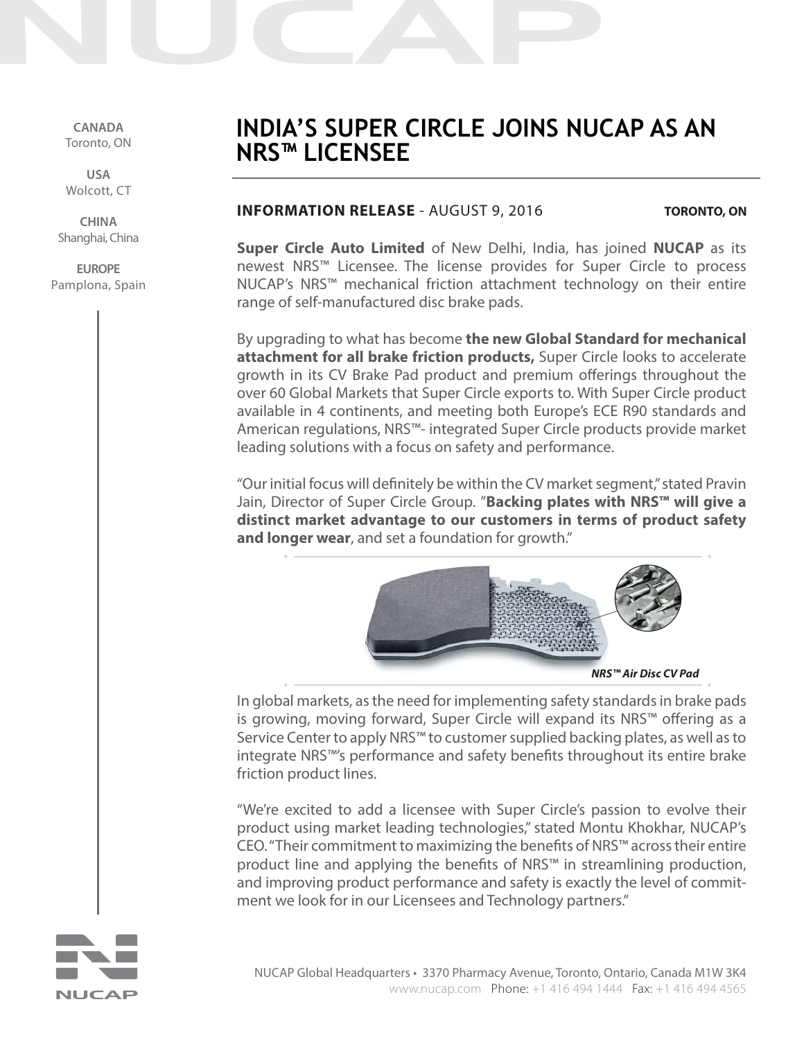CANADA
Toronto, ON

USA
Wolcott, CT

CHINA
Shanghai, China

EUROPE
Pamplona, Spain

# INDIA'S SUPER CIRCLE JOINS NUCAP AS AN NRS™ LICENSEE

**INFORMATION RELEASE** - AUGUST 9, 2016 **TORONTO, ON**

**Super Circle Auto Limited** of New Delhi, India, has joined **NUCAP** as its newest NRS™ Licensee. The license provides for Super Circle to process NUCAP's NRS™ mechanical friction attachment technology on their entire range of self-manufactured disc brake pads.

By upgrading to what has become **the new Global Standard for mechanical attachment for all brake friction products,** Super Circle looks to accelerate growth in its CV Brake Pad product and premium offerings throughout the over 60 Global Markets that Super Circle exports to. With Super Circle product available in 4 continents, and meeting both Europe's ECE R90 standards and American regulations, NRS™- integrated Super Circle products provide market leading solutions with a focus on safety and performance.

"Our initial focus will definitely be within the CV market segment," stated Pravin Jain, Director of Super Circle Group. "**Backing plates with NRS™ will give a distinct market advantage to our customers in terms of product safety and longer wear**, and set a foundation for growth."

*NRS™ Air Disc CV Pad*

In global markets, as the need for implementing safety standards in brake pads is growing, moving forward, Super Circle will expand its NRS™ offering as a Service Center to apply NRS™ to customer supplied backing plates, as well as to integrate NRS™'s performance and safety benefits throughout its entire brake friction product lines.

"We're excited to add a licensee with Super Circle's passion to evolve their product using market leading technologies," stated Montu Khokhar, NUCAP's CEO. "Their commitment to maximizing the benefits of NRS™ across their entire product line and applying the benefits of NRS™ in streamlining production, and improving product performance and safety is exactly the level of commitment we look for in our Licensees and Technology partners."

NUCAP Global Headquarters • 3370 Pharmacy Avenue, Toronto, Ontario, Canada M1W 3K4
www.nucap.com Phone: +1 416 494 1444 Fax: +1 416 494 4565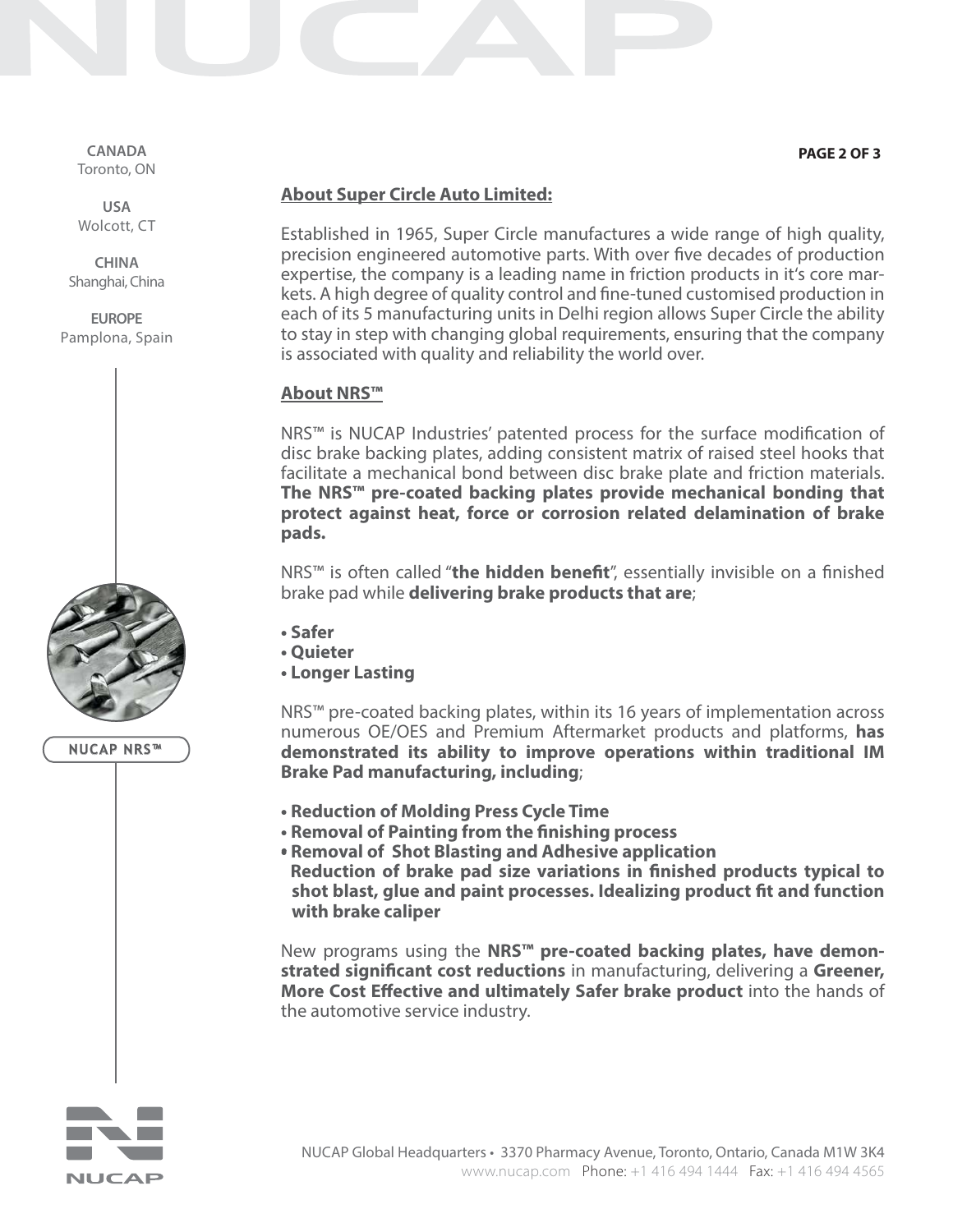## About Super Circle Auto Limited:

Established in 1965, Super Circle manufactures a wide range of high quality, precision engineered automotive parts. With over five decades of production expertise, the company is a leading name in friction products in it's core markets. A high degree of quality control and fine-tuned customised production in each of its 5 manufacturing units in Delhi region allows Super Circle the ability to stay in step with changing global requirements, ensuring that the company is associated with quality and reliability the world over.

## About NRS™

NRS™ is NUCAP Industries' patented process for the surface modification of disc brake backing plates, adding consistent matrix of raised steel hooks that facilitate a mechanical bond between disc brake plate and friction materials. **The NRS™ pre-coated backing plates provide mechanical bonding that protect against heat, force or corrosion related delamination of brake pads.**

NRS™ is often called "**the hidden benefit**", essentially invisible on a finished brake pad while **delivering brake products that are**;

- **Safer**
- **Quieter**
- **Longer Lasting**

NRS™ pre-coated backing plates, within its 16 years of implementation across numerous OE/OES and Premium Aftermarket products and platforms, **has demonstrated its ability to improve operations within traditional IM Brake Pad manufacturing, including**;

- **Reduction of Molding Press Cycle Time**
- **Removal of Painting from the finishing process**
- **Removal of Shot Blasting and Adhesive application**
  **Reduction of brake pad size variations in finished products typical to shot blast, glue and paint processes. Idealizing product fit and function with brake caliper**

New programs using the **NRS™ pre-coated backing plates, have demonstrated significant cost reductions** in manufacturing, delivering a **Greener, More Cost Effective and ultimately Safer brake product** into the hands of the automotive service industry.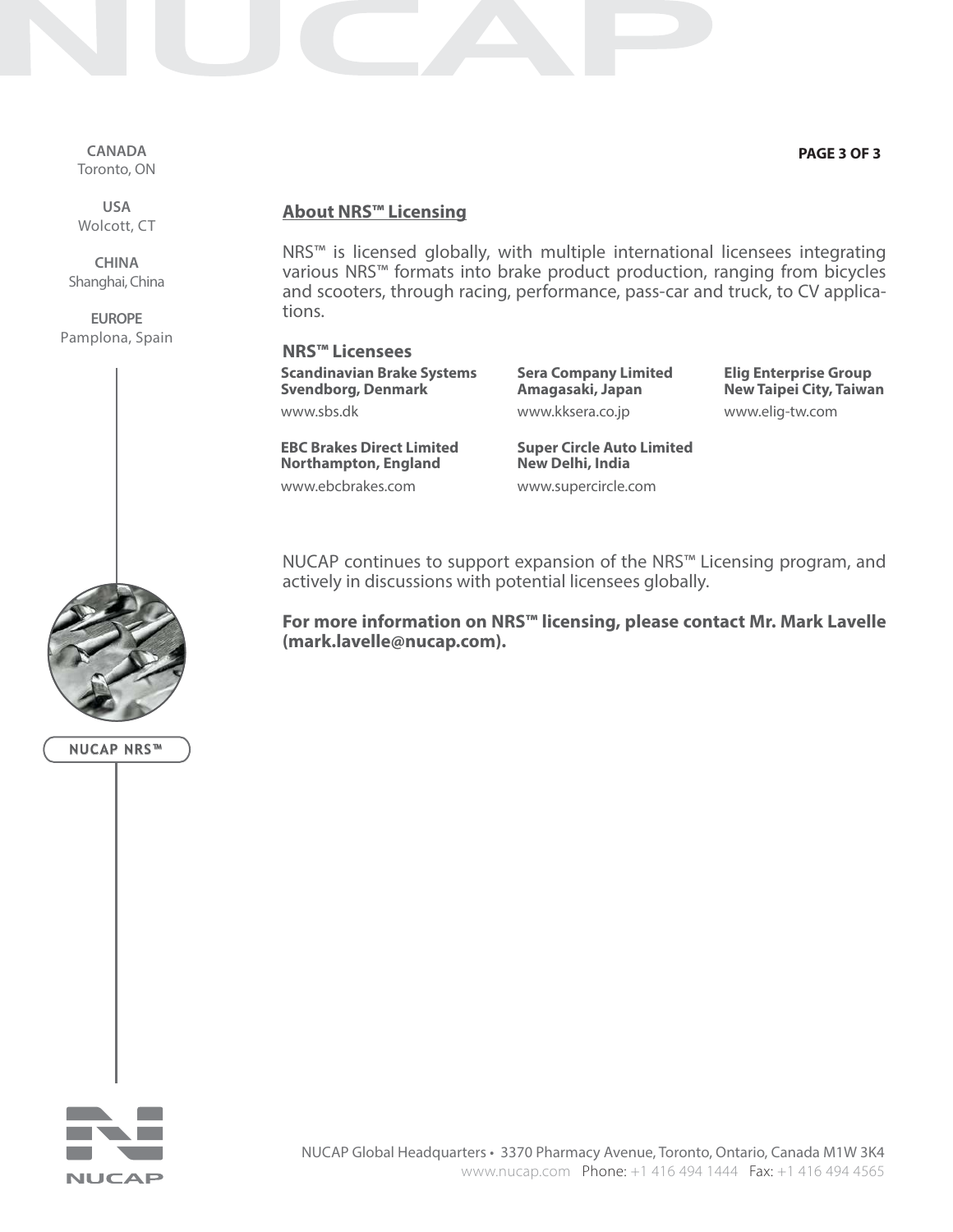CANADA
Toronto, ON

USA
Wolcott, CT

CHINA
Shanghai, China

EUROPE
Pamplona, Spain

## About NRS™ Licensing

NRS™ is licensed globally, with multiple international licensees integrating various NRS™ formats into brake product production, ranging from bicycles and scooters, through racing, performance, pass-car and truck, to CV applications.

### NRS™ Licensees

**Scandinavian Brake Systems**
**Svendborg, Denmark**
www.sbs.dk

**Sera Company Limited**
**Amagasaki, Japan**
www.kksera.co.jp

**Elig Enterprise Group**
**New Taipei City, Taiwan**
www.elig-tw.com

**EBC Brakes Direct Limited**
**Northampton, England**
www.ebcbrakes.com

**Super Circle Auto Limited**
**New Delhi, India**
www.supercircle.com

NUCAP continues to support expansion of the NRS™ Licensing program, and actively in discussions with potential licensees globally.

**For more information on NRS™ licensing, please contact Mr. Mark Lavelle (mark.lavelle@nucap.com).**

NUCAP NRS™

NUCAP Global Headquarters • 3370 Pharmacy Avenue, Toronto, Ontario, Canada M1W 3K4
www.nucap.com Phone: +1 416 494 1444 Fax: +1 416 494 4565